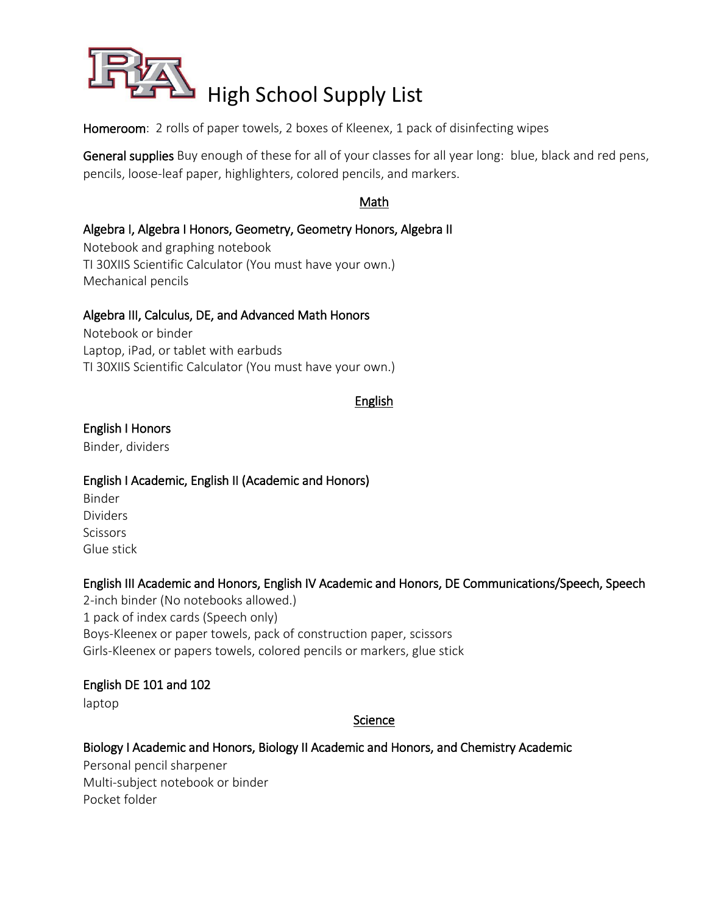# High School Supply List

**Homeroom**: 2 rolls of paper towels, 2 boxes of Kleenex, 1 pack of disinfecting wipes

**General supplies** Buy enough of these for all of your classes for all year long: blue, black and red pens, pencils, loose-leaf paper, highlighters, colored pencils, and markers.

## Math

### Algebra I, Algebra I Honors, Geometry, Geometry Honors, Algebra II

Notebook and graphing notebook
TI 30XIIS Scientific Calculator (You must have your own.)
Mechanical pencils

### Algebra III, Calculus, DE, and Advanced Math Honors

Notebook or binder
Laptop, iPad, or tablet with earbuds
TI 30XIIS Scientific Calculator (You must have your own.)

## English

### English I Honors

Binder, dividers

### English I Academic, English II (Academic and Honors)

Binder
Dividers
Scissors
Glue stick

### English III Academic and Honors, English IV Academic and Honors, DE Communications/Speech, Speech

2-inch binder (No notebooks allowed.)
1 pack of index cards (Speech only)
Boys-Kleenex or paper towels, pack of construction paper, scissors
Girls-Kleenex or papers towels, colored pencils or markers, glue stick

### English DE 101 and 102

laptop

## Science

### Biology I Academic and Honors, Biology II Academic and Honors, and Chemistry Academic

Personal pencil sharpener
Multi-subject notebook or binder
Pocket folder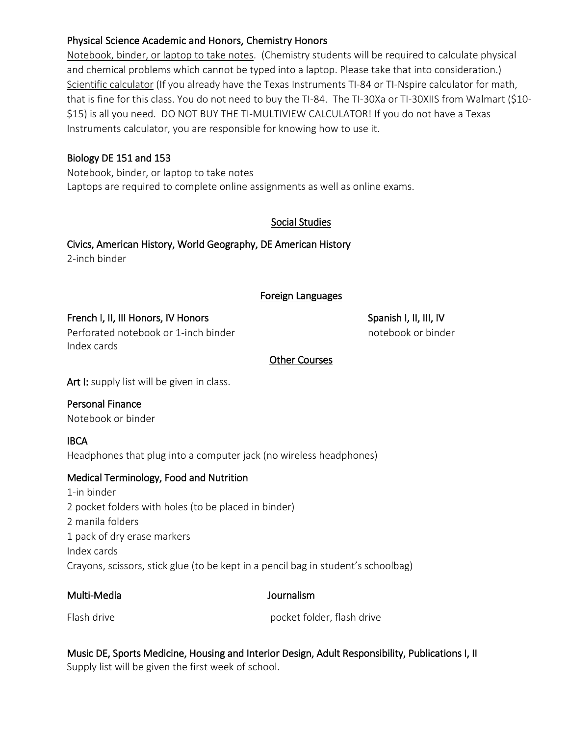### Physical Science Academic and Honors, Chemistry Honors

Notebook, binder, or laptop to take notes. (Chemistry students will be required to calculate physical and chemical problems which cannot be typed into a laptop. Please take that into consideration.)
Scientific calculator (If you already have the Texas Instruments TI-84 or TI-Nspire calculator for math, that is fine for this class. You do not need to buy the TI-84. The TI-30Xa or TI-30XIIS from Walmart ($10-$15) is all you need. DO NOT BUY THE TI-MULTIVIEW CALCULATOR! If you do not have a Texas Instruments calculator, you are responsible for knowing how to use it.

### Biology DE 151 and 153

Notebook, binder, or laptop to take notes
Laptops are required to complete online assignments as well as online exams.

## Social Studies

### Civics, American History, World Geography, DE American History

2-inch binder

## Foreign Languages

### French I, II, III Honors, IV Honors

Perforated notebook or 1-inch binder
Index cards

### Spanish I, II, III, IV

notebook or binder

## Other Courses

**Art I:** supply list will be given in class.

### Personal Finance

Notebook or binder

### IBCA

Headphones that plug into a computer jack (no wireless headphones)

### Medical Terminology, Food and Nutrition

1-in binder
2 pocket folders with holes (to be placed in binder)
2 manila folders
1 pack of dry erase markers
Index cards
Crayons, scissors, stick glue (to be kept in a pencil bag in student's schoolbag)

### Multi-Media

Flash drive

### Journalism

pocket folder, flash drive

### Music DE, Sports Medicine, Housing and Interior Design, Adult Responsibility, Publications I, II

Supply list will be given the first week of school.